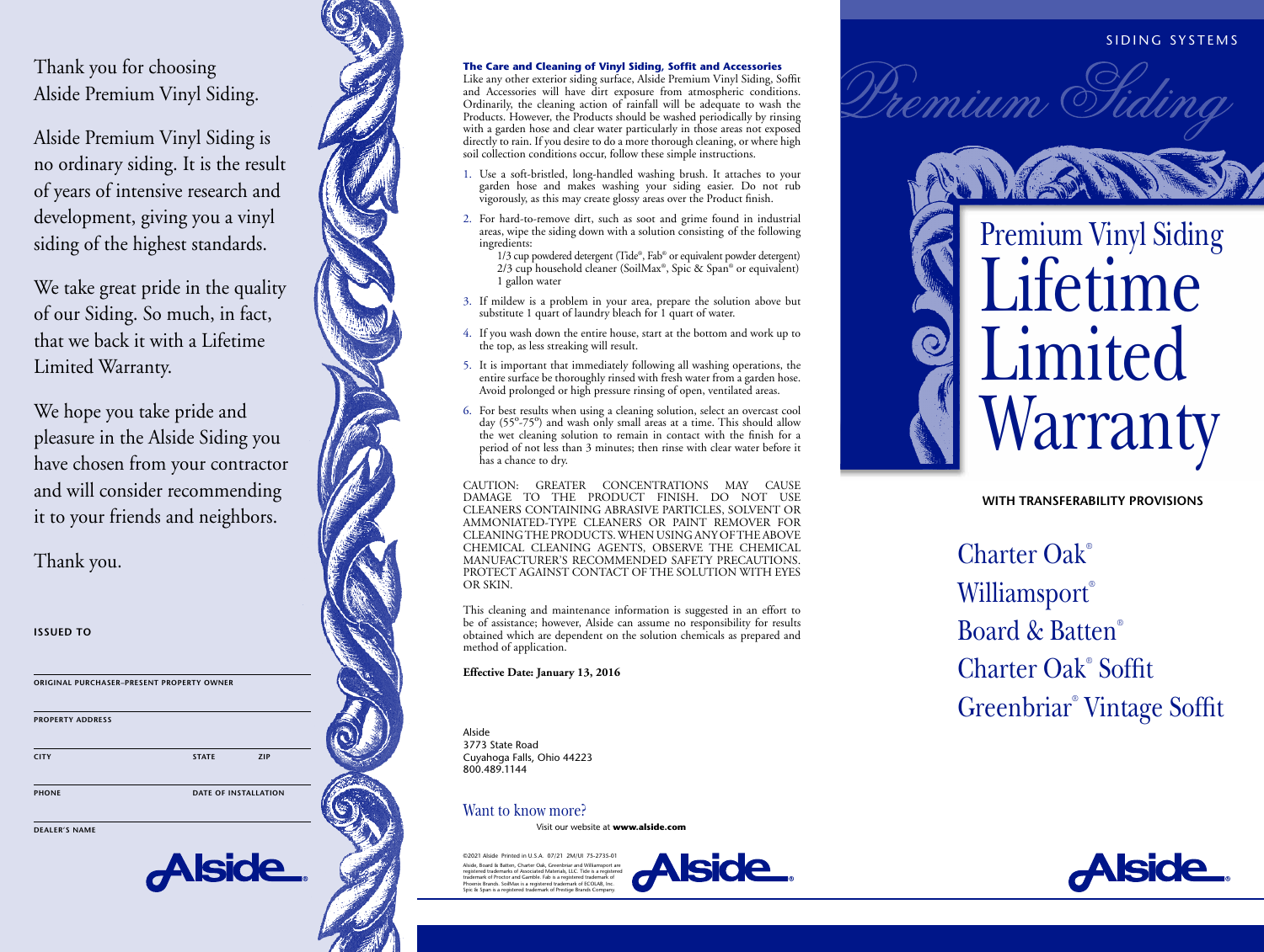Thank you for choosing Alside Premium Vinyl Siding.

Alside Premium Vinyl Siding is no ordinary siding. It is the result of years of intensive research and development, giving you a vinyl siding of the highest standards.

We take great pride in the quality of our Siding. So much, in fact, that we back it with a Lifetime Limited Warranty.

We hope you take pride and pleasure in the Alside Siding you have chosen from your contractor and will consider recommending it to your friends and neighbors.

Thank you.

**ISSUED TO**

ORIGINAL PURCHASER–PRESENT PROPERTY OWNER

PROPERTY ADDRESS

CITY | STATE | ZIP

PHONE | DATE OF INSTALLATION

DEALER'S NAME

Alside

## The Care and Cleaning of Vinyl Siding, Soffit and Accessories

Like any other exterior siding surface, Alside Premium Vinyl Siding, Soffit and Accessories will have dirt exposure from atmospheric conditions. Ordinarily, the cleaning action of rainfall will be adequate to wash the Products. However, the Products should be washed periodically by rinsing with a garden hose and clear water particularly in those areas not exposed directly to rain. If you desire to do a more thorough cleaning, or where high soil collection conditions occur, follow these simple instructions.

1. Use a soft-bristled, long-handled washing brush. It attaches to your garden hose and makes washing your siding easier. Do not rub vigorously, as this may create glossy areas over the Product finish.
2. For hard-to-remove dirt, such as soot and grime found in industrial areas, wipe the siding down with a solution consisting of the following ingredients:
   1/3 cup powdered detergent (Tide®, Fab® or equivalent powder detergent)
   2/3 cup household cleaner (SoilMax®, Spic & Span® or equivalent)
   1 gallon water
3. If mildew is a problem in your area, prepare the solution above but substitute 1 quart of laundry bleach for 1 quart of water.
4. If you wash down the entire house, start at the bottom and work up to the top, as less streaking will result.
5. It is important that immediately following all washing operations, the entire surface be thoroughly rinsed with fresh water from a garden hose. Avoid prolonged or high pressure rinsing of open, ventilated areas.
6. For best results when using a cleaning solution, select an overcast cool day (55º-75º) and wash only small areas at a time. This should allow the wet cleaning solution to remain in contact with the finish for a period of not less than 3 minutes; then rinse with clear water before it has a chance to dry.

CAUTION: GREATER CONCENTRATIONS MAY CAUSE DAMAGE TO THE PRODUCT FINISH. DO NOT USE CLEANERS CONTAINING ABRASIVE PARTICLES, SOLVENT OR AMMONIATED-TYPE CLEANERS OR PAINT REMOVER FOR CLEANING THE PRODUCTS. WHEN USING ANY OF THE ABOVE CHEMICAL CLEANING AGENTS, OBSERVE THE CHEMICAL MANUFACTURER'S RECOMMENDED SAFETY PRECAUTIONS. PROTECT AGAINST CONTACT OF THE SOLUTION WITH EYES OR SKIN.

This cleaning and maintenance information is suggested in an effort to be of assistance; however, Alside can assume no responsibility for results obtained which are dependent on the solution chemicals as prepared and method of application.

**Effective Date: January 13, 2016**

Alside
3773 State Road
Cuyahoga Falls, Ohio 44223
800.489.1144

Want to know more?
Visit our website at **www.alside.com**

©2021 Alside Printed in U.S.A. 07/21 2M/UI 75-2735-01
Alside, Board & Batten, Charter Oak, Greenbriar and Williamsport are registered trademarks of Associated Materials, LLC. Tide is a registered trademark of Proctor and Gamble. Fab is a registered trademark of Phoenix Brands. SoilMax is a registered trademark of ECOLAB, Inc. Spic & Span is a registered trademark of Prestige Brands Company.

Alside

SIDING SYSTEMS

Premium Siding

# Premium Vinyl Siding Lifetime Limited Warranty

**WITH TRANSFERABILITY PROVISIONS**

Charter Oak®
Williamsport®
Board & Batten®
Charter Oak® Soffit
Greenbriar® Vintage Soffit

Alside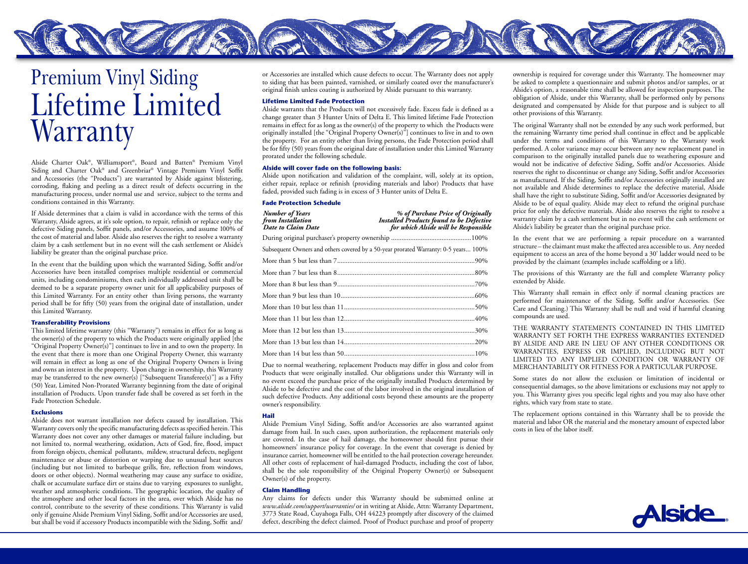# Premium Vinyl Siding Lifetime Limited Warranty

Alside Charter Oak®, Williamsport®, Board and Batten® Premium Vinyl Siding and Charter Oak® and Greenbriar® Vintage Premium Vinyl Soffit and Accessories (the "Products") are warranted by Alside against blistering, corroding, flaking and peeling as a direct result of defects occurring in the manufacturing process, under normal use and service, subject to the terms and conditions contained in this Warranty.

If Alside determines that a claim is valid in accordance with the terms of this Warranty, Alside agrees, at it's sole option, to repair, refinish or replace only the defective Siding panels, Soffit panels, and/or Accessories, and assume 100% of the cost of material and labor. Alside also reserves the right to resolve a warranty claim by a cash settlement but in no event will the cash settlement or Alside's liability be greater than the original purchase price.

In the event that the building upon which the warranted Siding, Soffit and/or Accessories have been installed comprises multiple residential or commercial units, including condominiums, then each individually addressed unit shall be deemed to be a separate property owner unit for all applicability purposes of this Limited Warranty. For an entity other than living persons, the warranty period shall be for fifty (50) years from the original date of installation, under this Limited Warranty.

### Transferability Provisions

This limited lifetime warranty (this "Warranty") remains in effect for as long as the owner(s) of the property to which the Products were originally applied [the "Original Property Owner(s)"] continues to live in and to own the property. In the event that there is more than one Original Property Owner, this warranty will remain in effect as long as one of the Original Property Owners is living and owns an interest in the property. Upon change in ownership, this Warranty may be transferred to the new owner(s) ["Subsequent Transferee(s)"] as a Fifty (50) Year, Limited Non-Prorated Warranty beginning from the date of original installation of Products. Upon transfer fade shall be covered as set forth in the Fade Protection Schedule.

### Exclusions

Alside does not warrant installation nor defects caused by installation. This Warranty covers only the specific manufacturing defects as specified herein. This Warranty does not cover any other damages or material failure including, but not limited to, normal weathering, oxidation, Acts of God, fire, flood, impact from foreign objects, chemical pollutants, mildew, structural defects, negligent maintenance or abuse or distortion or warping due to unusual heat sources (including but not limited to barbeque grills, fire, reflection from windows, doors or other objects). Normal weathering may cause any surface to oxidize, chalk or accumulate surface dirt or stains due to varying exposures to sunlight, weather and atmospheric conditions. The geographic location, the quality of the atmosphere and other local factors in the area, over which Alside has no control, contribute to the severity of these conditions. This Warranty is valid only if genuine Alside Premium Vinyl Siding, Soffit and/or Accessories are used, but shall be void if accessory Products incompatible with the Siding, Soffit and/or Accessories are installed which cause defects to occur. The Warranty does not apply to siding that has been painted, varnished, or similarly coated over the manufacturer's original finish unless coating is authorized by Alside pursuant to this warranty.

### Lifetime Limited Fade Protection

Alside warrants that the Products will not excessively fade. Excess fade is defined as a change greater than 3 Hunter Units of Delta E. This limited lifetime Fade Protection remains in effect for as long as the owner(s) of the property to which the Products were originally installed [the "Original Property Owner(s)"] continues to live in and to own the property. For an entity other than living persons, the Fade Protection period shall be for fifty (50) years from the original date of installation under this Limited Warranty prorated under the following schedule.

### Alside will cover fade on the following basis:

Alside upon notification and validation of the complaint, will, solely at its option, either repair, replace or refinish (providing materials and labor) Products that have faded, provided such fading is in excess of 3 Hunter units of Delta E.

### Fade Protection Schedule

| *Number of Years from Installation Date to Claim Date* | *% of Purchase Price of Originally Installed Products found to be Defective for which Alside will be Responsible* |
|---|---|
| During original purchaser's property ownership | 100% |
| Subsequent Owners and others covered by a 50-year prorated Warranty: 0-5 years | 100% |
| More than 5 but less than 7 | 90% |
| More than 7 but less than 8 | 80% |
| More than 8 but less than 9 | 70% |
| More than 9 but less than 10 | 60% |
| More than 10 but less than 11 | 50% |
| More than 11 but less than 12 | 40% |
| More than 12 but less than 13 | 30% |
| More than 13 but less than 14 | 20% |
| More than 14 but less than 50 | 10% |

Due to normal weathering, replacement Products may differ in gloss and color from Products that were originally installed. Our obligations under this Warranty will in no event exceed the purchase price of the originally installed Products determined by Alside to be defective and the cost of the labor involved in the original installation of such defective Products. Any additional costs beyond these amounts are the property owner's responsibility.

### Hail

Alside Premium Vinyl Siding, Soffit and/or Accessories are also warranted against damage from hail. In such cases, upon authorization, the replacement materials only are covered. In the case of hail damage, the homeowner should first pursue their homeowners' insurance policy for coverage. In the event that coverage is denied by insurance carrier, homeowner will be entitled to the hail protection coverage hereunder. All other costs of replacement of hail-damaged Products, including the cost of labor, shall be the sole responsibility of the Original Property Owner(s) or Subsequent Owner(s) of the property.

### Claim Handling

Any claims for defects under this Warranty should be submitted online at *www.alside.com/support/warranties/* or in writing at Alside, Attn: Warranty Department, 3773 State Road, Cuyahoga Falls, OH 44223 promptly after discovery of the claimed defect, describing the defect claimed. Proof of Product purchase and proof of property ownership is required for coverage under this Warranty. The homeowner may be asked to complete a questionnaire and submit photos and/or samples, or at Alside's option, a reasonable time shall be allowed for inspection purposes. The obligation of Alside, under this Warranty, shall be performed only by persons designated and compensated by Alside for that purpose and is subject to all other provisions of this Warranty.

The original Warranty shall not be extended by any such work performed, but the remaining Warranty time period shall continue in effect and be applicable under the terms and conditions of this Warranty to the Warranty work performed. A color variance may occur between any new replacement panel in comparison to the originally installed panels due to weathering exposure and would not be indicative of defective Siding, Soffit and/or Accessories. Alside reserves the right to discontinue or change any Siding, Soffit and/or Accessories as manufactured. If the Siding, Soffit and/or Accessories originally installed are not available and Alside determines to replace the defective material, Alside shall have the right to substitute Siding, Soffit and/or Accessories designated by Alside to be of equal quality. Alside may elect to refund the original purchase price for only the defective materials. Alside also reserves the right to resolve a warranty claim by a cash settlement but in no event will the cash settlement or Alside's liability be greater than the original purchase price.

In the event that we are performing a repair procedure on a warranted structure – the claimant must make the affected area accessible to us. Any needed equipment to access an area of the home beyond a 30' ladder would need to be provided by the claimant (examples include scaffolding or a lift).

The provisions of this Warranty are the full and complete Warranty policy extended by Alside.

This Warranty shall remain in effect only if normal cleaning practices are performed for maintenance of the Siding, Soffit and/or Accessories. (See Care and Cleaning.) This Warranty shall be null and void if harmful cleaning compounds are used.

THE WARRANTY STATEMENTS CONTAINED IN THIS LIMITED WARRANTY SET FORTH THE EXPRESS WARRANTIES EXTENDED BY ALSIDE AND ARE IN LIEU OF ANY OTHER CONDITIONS OR WARRANTIES, EXPRESS OR IMPLIED, INCLUDING BUT NOT LIMITED TO ANY IMPLIED CONDITION OR WARRANTY OF MERCHANTABILITY OR FITNESS FOR A PARTICULAR PURPOSE.

Some states do not allow the exclusion or limitation of incidental or consequential damages, so the above limitations or exclusions may not apply to you. This Warranty gives you specific legal rights and you may also have other rights, which vary from state to state.

The replacement options contained in this Warranty shall be to provide the material and labor OR the material and the monetary amount of expected labor costs in lieu of the labor itself.

Alside